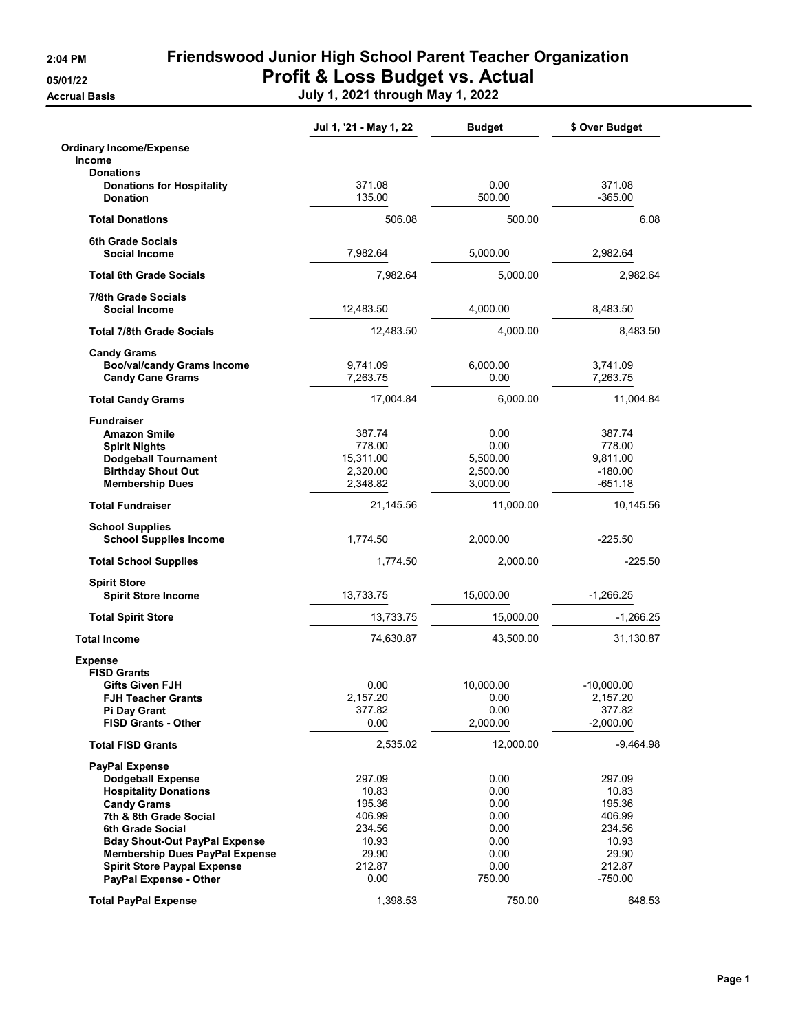# Friendswood Junior High School Parent Teacher Organization

## Profit & Loss Budget vs. Actual

2:04 PM
05/01/22
Accrual Basis

July 1, 2021 through May 1, 2022

| | Jul 1, '21 - May 1, 22 | Budget | $ Over Budget |
|---|---|---|---|
| **Ordinary Income/Expense** | | | |
| **Income** | | | |
| **Donations** | | | |
| **Donations for Hospitality** | 371.08 | 0.00 | 371.08 |
| **Donation** | 135.00 | 500.00 | -365.00 |
| **Total Donations** | 506.08 | 500.00 | 6.08 |
| **6th Grade Socials** | | | |
| **Social Income** | 7,982.64 | 5,000.00 | 2,982.64 |
| **Total 6th Grade Socials** | 7,982.64 | 5,000.00 | 2,982.64 |
| **7/8th Grade Socials** | | | |
| **Social Income** | 12,483.50 | 4,000.00 | 8,483.50 |
| **Total 7/8th Grade Socials** | 12,483.50 | 4,000.00 | 8,483.50 |
| **Candy Grams** | | | |
| **Boo/val/candy Grams Income** | 9,741.09 | 6,000.00 | 3,741.09 |
| **Candy Cane Grams** | 7,263.75 | 0.00 | 7,263.75 |
| **Total Candy Grams** | 17,004.84 | 6,000.00 | 11,004.84 |
| **Fundraiser** | | | |
| **Amazon Smile** | 387.74 | 0.00 | 387.74 |
| **Spirit Nights** | 778.00 | 0.00 | 778.00 |
| **Dodgeball Tournament** | 15,311.00 | 5,500.00 | 9,811.00 |
| **Birthday Shout Out** | 2,320.00 | 2,500.00 | -180.00 |
| **Membership Dues** | 2,348.82 | 3,000.00 | -651.18 |
| **Total Fundraiser** | 21,145.56 | 11,000.00 | 10,145.56 |
| **School Supplies** | | | |
| **School Supplies Income** | 1,774.50 | 2,000.00 | -225.50 |
| **Total School Supplies** | 1,774.50 | 2,000.00 | -225.50 |
| **Spirit Store** | | | |
| **Spirit Store Income** | 13,733.75 | 15,000.00 | -1,266.25 |
| **Total Spirit Store** | 13,733.75 | 15,000.00 | -1,266.25 |
| **Total Income** | 74,630.87 | 43,500.00 | 31,130.87 |
| **Expense** | | | |
| **FISD Grants** | | | |
| **Gifts Given FJH** | 0.00 | 10,000.00 | -10,000.00 |
| **FJH Teacher Grants** | 2,157.20 | 0.00 | 2,157.20 |
| **Pi Day Grant** | 377.82 | 0.00 | 377.82 |
| **FISD Grants - Other** | 0.00 | 2,000.00 | -2,000.00 |
| **Total FISD Grants** | 2,535.02 | 12,000.00 | -9,464.98 |
| **PayPal Expense** | | | |
| **Dodgeball Expense** | 297.09 | 0.00 | 297.09 |
| **Hospitality Donations** | 10.83 | 0.00 | 10.83 |
| **Candy Grams** | 195.36 | 0.00 | 195.36 |
| **7th & 8th Grade Social** | 406.99 | 0.00 | 406.99 |
| **6th Grade Social** | 234.56 | 0.00 | 234.56 |
| **Bday Shout-Out PayPal Expense** | 10.93 | 0.00 | 10.93 |
| **Membership Dues PayPal Expense** | 29.90 | 0.00 | 29.90 |
| **Spirit Store Paypal Expense** | 212.87 | 0.00 | 212.87 |
| **PayPal Expense - Other** | 0.00 | 750.00 | -750.00 |
| **Total PayPal Expense** | 1,398.53 | 750.00 | 648.53 |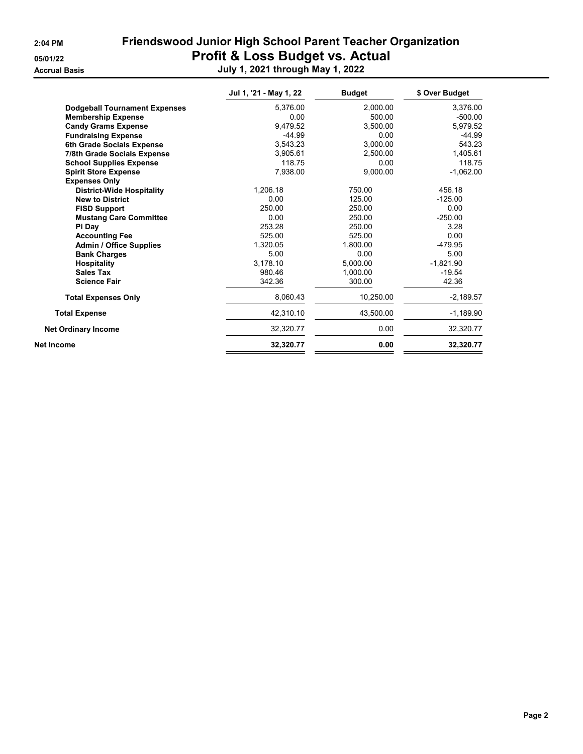# Friendswood Junior High School Parent Teacher Organization

## Profit & Loss Budget vs. Actual

### July 1, 2021 through May 1, 2022

2:04 PM
05/01/22
Accrual Basis

| | Jul 1, '21 - May 1, 22 | Budget | $ Over Budget |
|---|---|---|---|
| **Dodgeball Tournament Expenses** | 5,376.00 | 2,000.00 | 3,376.00 |
| **Membership Expense** | 0.00 | 500.00 | -500.00 |
| **Candy Grams Expense** | 9,479.52 | 3,500.00 | 5,979.52 |
| **Fundraising Expense** | -44.99 | 0.00 | -44.99 |
| **6th Grade Socials Expense** | 3,543.23 | 3,000.00 | 543.23 |
| **7/8th Grade Socials Expense** | 3,905.61 | 2,500.00 | 1,405.61 |
| **School Supplies Expense** | 118.75 | 0.00 | 118.75 |
| **Spirit Store Expense** | 7,938.00 | 9,000.00 | -1,062.00 |
| **Expenses Only** | | | |
| **District-Wide Hospitality** | 1,206.18 | 750.00 | 456.18 |
| **New to District** | 0.00 | 125.00 | -125.00 |
| **FISD Support** | 250.00 | 250.00 | 0.00 |
| **Mustang Care Committee** | 0.00 | 250.00 | -250.00 |
| **Pi Day** | 253.28 | 250.00 | 3.28 |
| **Accounting Fee** | 525.00 | 525.00 | 0.00 |
| **Admin / Office Supplies** | 1,320.05 | 1,800.00 | -479.95 |
| **Bank Charges** | 5.00 | 0.00 | 5.00 |
| **Hospitality** | 3,178.10 | 5,000.00 | -1,821.90 |
| **Sales Tax** | 980.46 | 1,000.00 | -19.54 |
| **Science Fair** | 342.36 | 300.00 | 42.36 |
| **Total Expenses Only** | 8,060.43 | 10,250.00 | -2,189.57 |
| **Total Expense** | 42,310.10 | 43,500.00 | -1,189.90 |
| **Net Ordinary Income** | 32,320.77 | 0.00 | 32,320.77 |
| **Net Income** | **32,320.77** | **0.00** | **32,320.77** |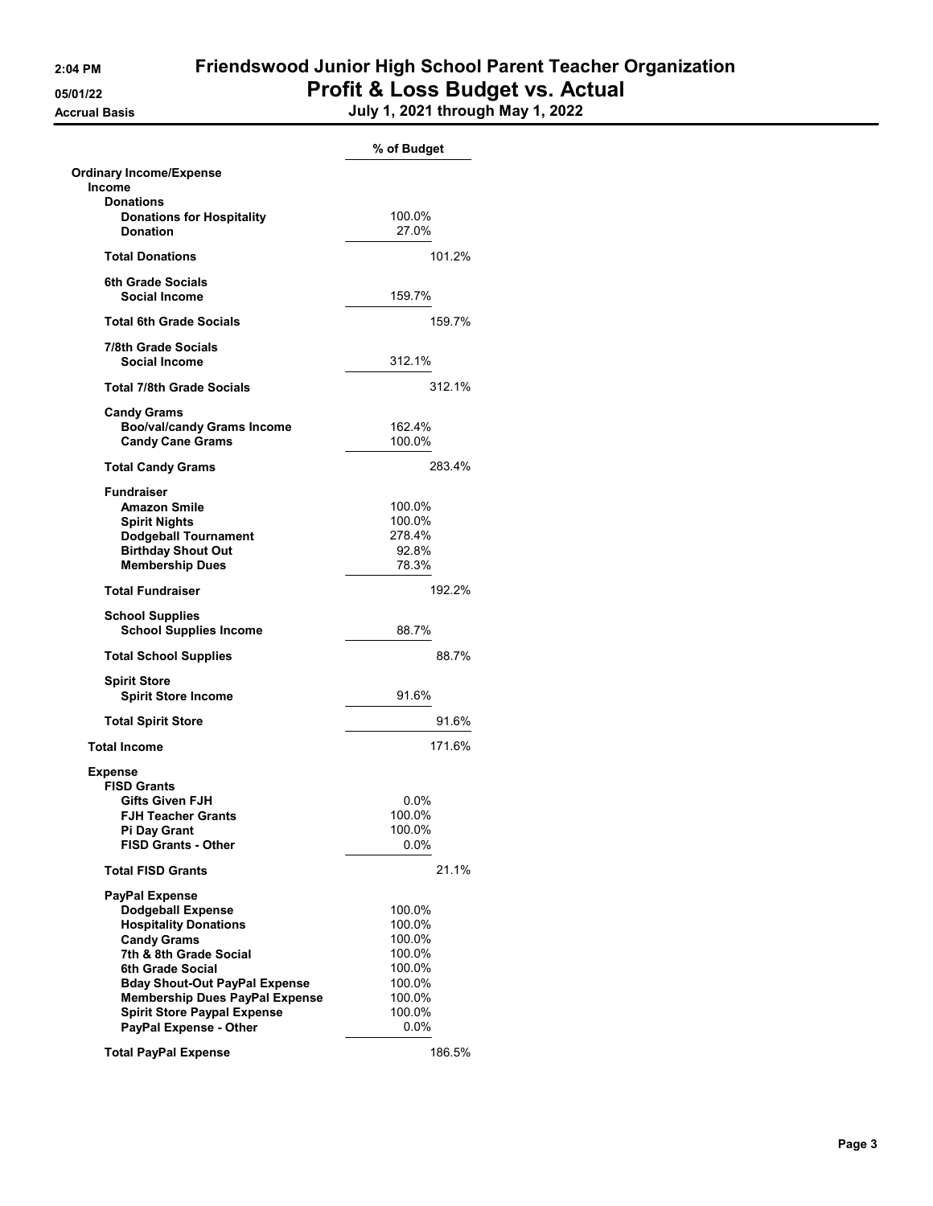# Friendswood Junior High School Parent Teacher Organization

## Profit & Loss Budget vs. Actual

### July 1, 2021 through May 1, 2022

Accrual Basis

| | % of Budget |
|---|---|
| **Ordinary Income/Expense** | |
| **Income** | |
| **Donations** | |
| Donations for Hospitality | 100.0% |
| Donation | 27.0% |
| **Total Donations** | 101.2% |
| **6th Grade Socials** | |
| Social Income | 159.7% |
| **Total 6th Grade Socials** | 159.7% |
| **7/8th Grade Socials** | |
| Social Income | 312.1% |
| **Total 7/8th Grade Socials** | 312.1% |
| **Candy Grams** | |
| Boo/val/candy Grams Income | 162.4% |
| Candy Cane Grams | 100.0% |
| **Total Candy Grams** | 283.4% |
| **Fundraiser** | |
| Amazon Smile | 100.0% |
| Spirit Nights | 100.0% |
| Dodgeball Tournament | 278.4% |
| Birthday Shout Out | 92.8% |
| Membership Dues | 78.3% |
| **Total Fundraiser** | 192.2% |
| **School Supplies** | |
| School Supplies Income | 88.7% |
| **Total School Supplies** | 88.7% |
| **Spirit Store** | |
| Spirit Store Income | 91.6% |
| **Total Spirit Store** | 91.6% |
| **Total Income** | 171.6% |
| **Expense** | |
| **FISD Grants** | |
| Gifts Given FJH | 0.0% |
| FJH Teacher Grants | 100.0% |
| Pi Day Grant | 100.0% |
| FISD Grants - Other | 0.0% |
| **Total FISD Grants** | 21.1% |
| **PayPal Expense** | |
| Dodgeball Expense | 100.0% |
| Hospitality Donations | 100.0% |
| Candy Grams | 100.0% |
| 7th & 8th Grade Social | 100.0% |
| 6th Grade Social | 100.0% |
| Bday Shout-Out PayPal Expense | 100.0% |
| Membership Dues PayPal Expense | 100.0% |
| Spirit Store Paypal Expense | 100.0% |
| PayPal Expense - Other | 0.0% |
| **Total PayPal Expense** | 186.5% |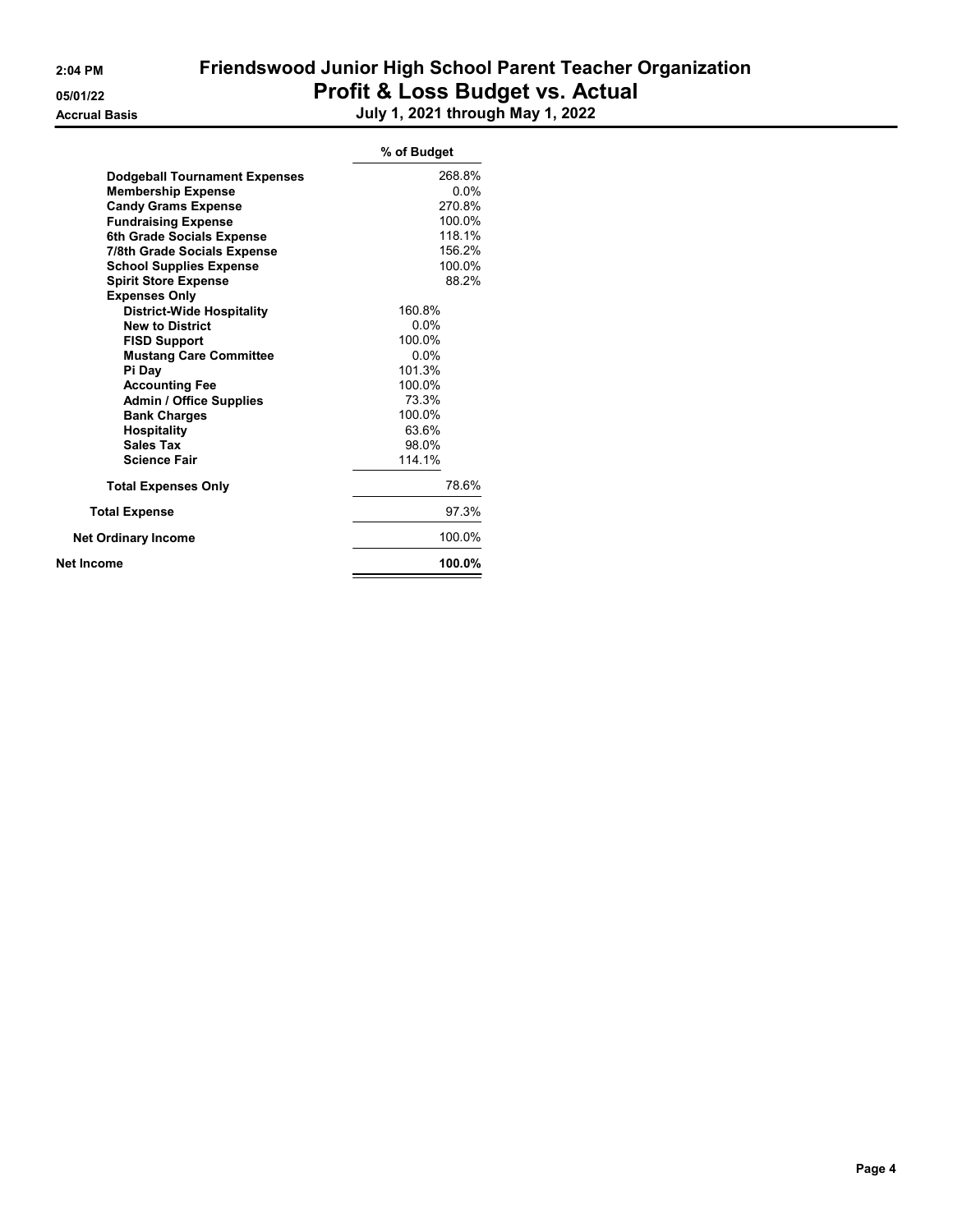# Friendswood Junior High School Parent Teacher Organization

## Profit & Loss Budget vs. Actual

**Accrual Basis** — **July 1, 2021 through May 1, 2022**

| | % of Budget |
|---|---|
| **Dodgeball Tournament Expenses** | 268.8% |
| **Membership Expense** | 0.0% |
| **Candy Grams Expense** | 270.8% |
| **Fundraising Expense** | 100.0% |
| **6th Grade Socials Expense** | 118.1% |
| **7/8th Grade Socials Expense** | 156.2% |
| **School Supplies Expense** | 100.0% |
| **Spirit Store Expense** | 88.2% |
| **Expenses Only** | |
| **District-Wide Hospitality** | 160.8% |
| **New to District** | 0.0% |
| **FISD Support** | 100.0% |
| **Mustang Care Committee** | 0.0% |
| **Pi Day** | 101.3% |
| **Accounting Fee** | 100.0% |
| **Admin / Office Supplies** | 73.3% |
| **Bank Charges** | 100.0% |
| **Hospitality** | 63.6% |
| **Sales Tax** | 98.0% |
| **Science Fair** | 114.1% |
| **Total Expenses Only** | 78.6% |
| **Total Expense** | 97.3% |
| **Net Ordinary Income** | 100.0% |
| **Net Income** | **100.0%** |